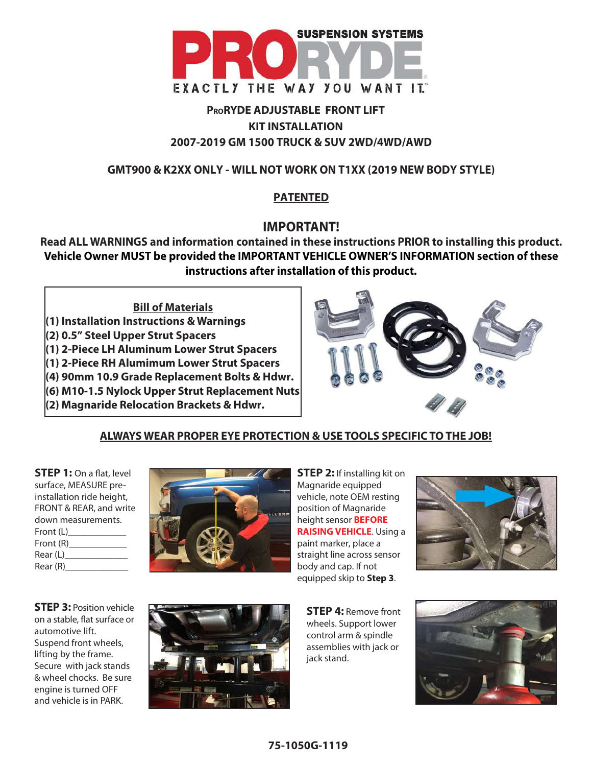# PRORYDE SUSPENSION SYSTEMS

EXACTLY THE WAY YOU WANT IT™

## PRORYDE ADJUSTABLE FRONT LIFT KIT INSTALLATION

## 2007-2019 GM 1500 TRUCK & SUV 2WD/4WD/AWD

**GMT900 & K2XX ONLY - WILL NOT WORK ON T1XX (2019 NEW BODY STYLE)**

**PATENTED**

## IMPORTANT!

**Read ALL WARNINGS and information contained in these instructions PRIOR to installing this product. Vehicle Owner MUST be provided the IMPORTANT VEHICLE OWNER'S INFORMATION section of these instructions after installation of this product.**

**Bill of Materials**

- **(1) Installation Instructions & Warnings**
- **(2) 0.5" Steel Upper Strut Spacers**
- **(1) 2-Piece LH Aluminum Lower Strut Spacers**
- **(1) 2-Piece RH Alumimum Lower Strut Spacers**
- **(4) 90mm 10.9 Grade Replacement Bolts & Hdwr.**
- **(6) M10-1.5 Nylock Upper Strut Replacement Nuts**
- **(2) Magnaride Relocation Brackets & Hdwr.**

**ALWAYS WEAR PROPER EYE PROTECTION & USE TOOLS SPECIFIC TO THE JOB!**

**STEP 1:** On a flat, level surface, MEASURE pre-installation ride height, FRONT & REAR, and write down measurements.

Front (L)____________

Front (R)____________

Rear (L)_____________

Rear (R)_____________

**STEP 2:** If installing kit on Magnaride equipped vehicle, note OEM resting position of Magnaride height sensor **BEFORE RAISING VEHICLE**. Using a paint marker, place a straight line across sensor body and cap. If not equipped skip to **Step 3**.

**STEP 3:** Position vehicle on a stable, flat surface or automotive lift. Suspend front wheels, lifting by the frame. Secure with jack stands & wheel chocks. Be sure engine is turned OFF and vehicle is in PARK.

**STEP 4:** Remove front wheels. Support lower control arm & spindle assemblies with jack or jack stand.

75-1050G-1119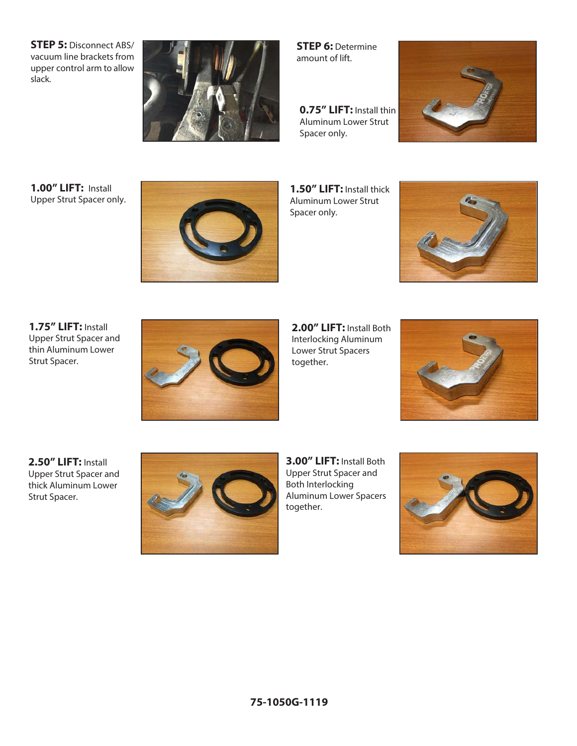**STEP 5:** Disconnect ABS/ vacuum line brackets from upper control arm to allow slack.

**STEP 6:** Determine amount of lift.

**0.75" LIFT:** Install thin Aluminum Lower Strut Spacer only.

**1.00" LIFT:** Install Upper Strut Spacer only.

**1.50" LIFT:** Install thick Aluminum Lower Strut Spacer only.

**1.75" LIFT:** Install Upper Strut Spacer and thin Aluminum Lower Strut Spacer.

**2.00" LIFT:** Install Both Interlocking Aluminum Lower Strut Spacers together.

**2.50" LIFT:** Install Upper Strut Spacer and thick Aluminum Lower Strut Spacer.

**3.00" LIFT:** Install Both Upper Strut Spacer and Both Interlocking Aluminum Lower Spacers together.

**75-1050G-1119**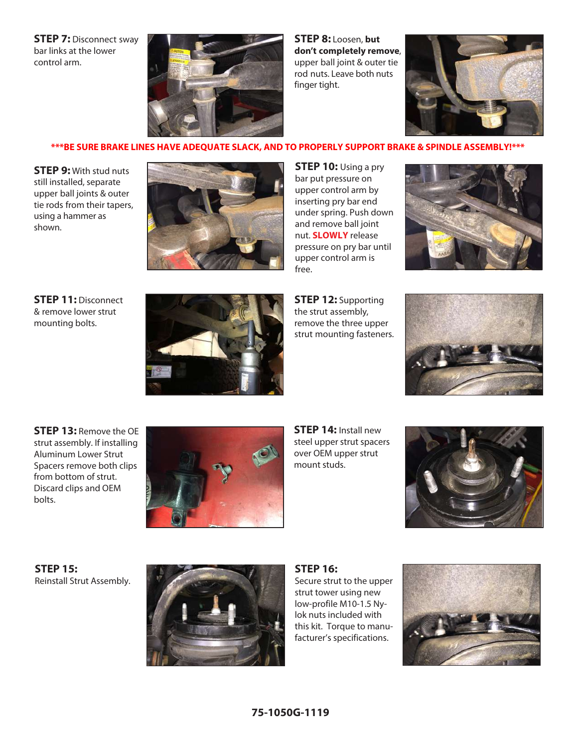**STEP 7:** Disconnect sway bar links at the lower control arm.

**STEP 8:** Loosen, **but don't completely remove**, upper ball joint & outer tie rod nuts. Leave both nuts finger tight.

*****BE SURE BRAKE LINES HAVE ADEQUATE SLACK, AND TO PROPERLY SUPPORT BRAKE & SPINDLE ASSEMBLY!*****

**STEP 9:** With stud nuts still installed, separate upper ball joints & outer tie rods from their tapers, using a hammer as shown.

**STEP 10:** Using a pry bar put pressure on upper control arm by inserting pry bar end under spring. Push down and remove ball joint nut. **SLOWLY** release pressure on pry bar until upper control arm is free.

**STEP 11:** Disconnect & remove lower strut mounting bolts.

**STEP 12:** Supporting the strut assembly, remove the three upper strut mounting fasteners.

**STEP 13:** Remove the OE strut assembly. If installing Aluminum Lower Strut Spacers remove both clips from bottom of strut. Discard clips and OEM bolts.

**STEP 14:** Install new steel upper strut spacers over OEM upper strut mount studs.

**STEP 15:**
Reinstall Strut Assembly.

**STEP 16:**
Secure strut to the upper strut tower using new low-profile M10-1.5 Ny-lok nuts included with this kit. Torque to manufacturer's specifications.

**75-1050G-1119**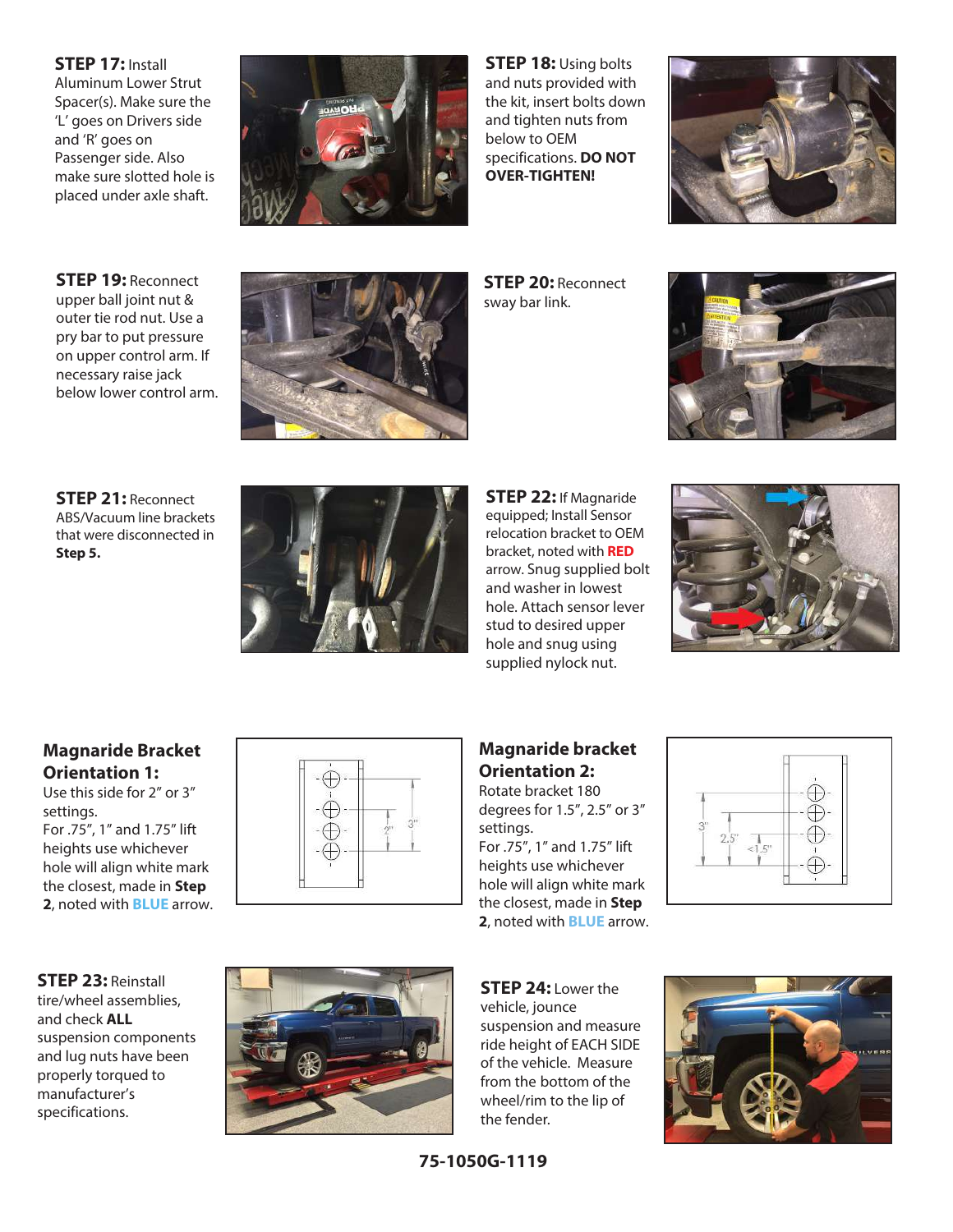**STEP 17:** Install Aluminum Lower Strut Spacer(s). Make sure the 'L' goes on Drivers side and 'R' goes on Passenger side. Also make sure slotted hole is placed under axle shaft.

**STEP 18:** Using bolts and nuts provided with the kit, insert bolts down and tighten nuts from below to OEM specifications. **DO NOT OVER-TIGHTEN!**

**STEP 19:** Reconnect upper ball joint nut & outer tie rod nut. Use a pry bar to put pressure on upper control arm. If necessary raise jack below lower control arm.

**STEP 20:** Reconnect sway bar link.

**STEP 21:** Reconnect ABS/Vacuum line brackets that were disconnected in **Step 5.**

**STEP 22:** If Magnaride equipped; Install Sensor relocation bracket to OEM bracket, noted with **RED** arrow. Snug supplied bolt and washer in lowest hole. Attach sensor lever stud to desired upper hole and snug using supplied nylock nut.

**Magnaride Bracket Orientation 1:**
Use this side for 2" or 3" settings.
For .75", 1" and 1.75" lift heights use whichever hole will align white mark the closest, made in **Step 2**, noted with **BLUE** arrow.

**Magnaride bracket Orientation 2:**
Rotate bracket 180 degrees for 1.5", 2.5" or 3" settings.
For .75", 1" and 1.75" lift heights use whichever hole will align white mark the closest, made in **Step 2**, noted with **BLUE** arrow.

**STEP 23:** Reinstall tire/wheel assemblies, and check **ALL** suspension components and lug nuts have been properly torqued to manufacturer's specifications.

**STEP 24:** Lower the vehicle, jounce suspension and measure ride height of EACH SIDE of the vehicle. Measure from the bottom of the wheel/rim to the lip of the fender.

**75-1050G-1119**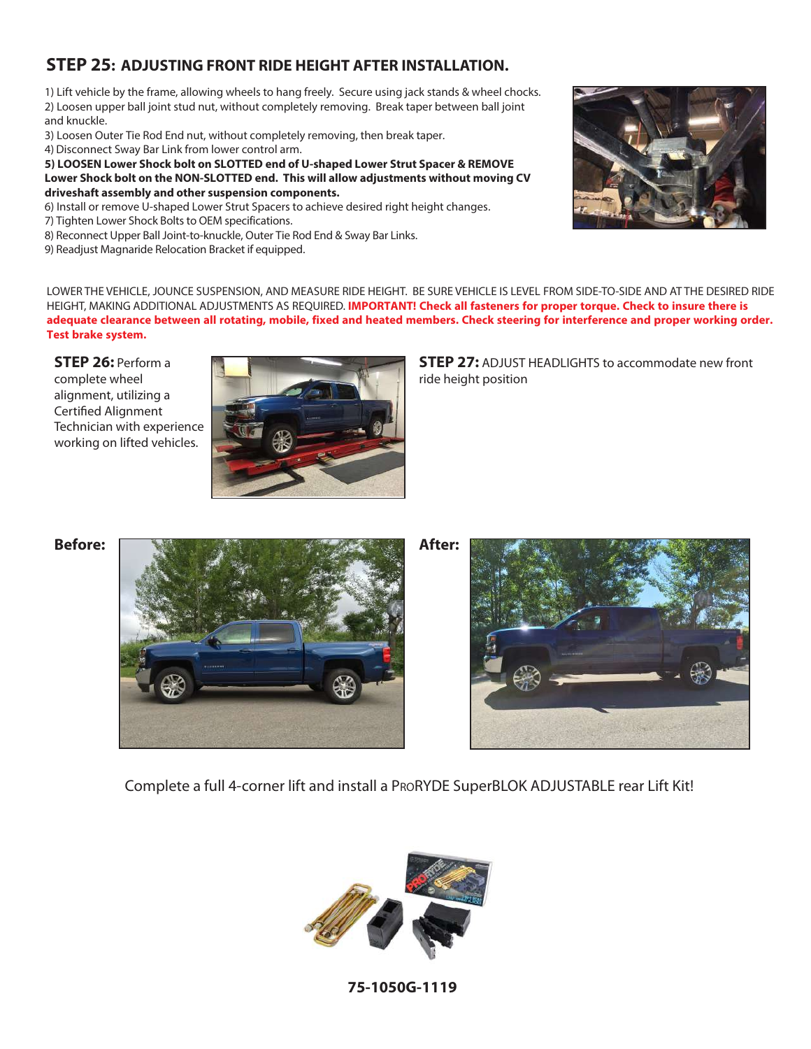## STEP 25: ADJUSTING FRONT RIDE HEIGHT AFTER INSTALLATION.

1) Lift vehicle by the frame, allowing wheels to hang freely. Secure using jack stands & wheel chocks.
2) Loosen upper ball joint stud nut, without completely removing. Break taper between ball joint and knuckle.
3) Loosen Outer Tie Rod End nut, without completely removing, then break taper.
4) Disconnect Sway Bar Link from lower control arm.
**5) LOOSEN Lower Shock bolt on SLOTTED end of U-shaped Lower Strut Spacer & REMOVE Lower Shock bolt on the NON-SLOTTED end. This will allow adjustments without moving CV driveshaft assembly and other suspension components.**
6) Install or remove U-shaped Lower Strut Spacers to achieve desired right height changes.
7) Tighten Lower Shock Bolts to OEM specifications.
8) Reconnect Upper Ball Joint-to-knuckle, Outer Tie Rod End & Sway Bar Links.
9) Readjust Magnaride Relocation Bracket if equipped.

LOWER THE VEHICLE, JOUNCE SUSPENSION, AND MEASURE RIDE HEIGHT. BE SURE VEHICLE IS LEVEL FROM SIDE-TO-SIDE AND AT THE DESIRED RIDE HEIGHT, MAKING ADDITIONAL ADJUSTMENTS AS REQUIRED. **IMPORTANT! Check all fasteners for proper torque. Check to insure there is adequate clearance between all rotating, mobile, fixed and heated members. Check steering for interference and proper working order. Test brake system.**

**STEP 26:** Perform a complete wheel alignment, utilizing a Certified Alignment Technician with experience working on lifted vehicles.

**STEP 27:** ADJUST HEADLIGHTS to accommodate new front ride height position

**Before:**

**After:**

Complete a full 4-corner lift and install a PRORYDE SuperBLOK ADJUSTABLE rear Lift Kit!

**75-1050G-1119**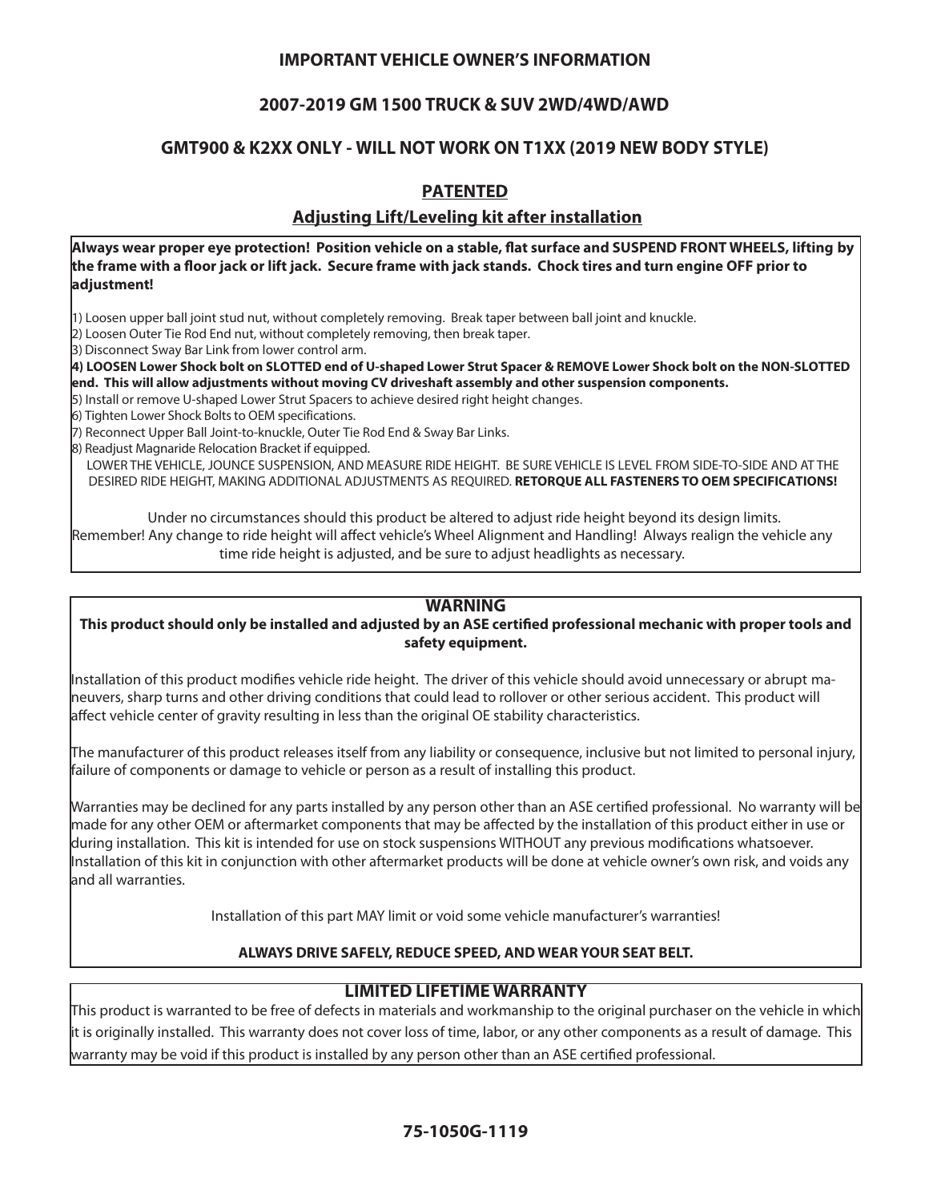## IMPORTANT VEHICLE OWNER'S INFORMATION

## 2007-2019 GM 1500 TRUCK & SUV 2WD/4WD/AWD

## GMT900 & K2XX ONLY - WILL NOT WORK ON T1XX (2019 NEW BODY STYLE)

### PATENTED

### Adjusting Lift/Leveling kit after installation

**Always wear proper eye protection! Position vehicle on a stable, flat surface and SUSPEND FRONT WHEELS, lifting by the frame with a floor jack or lift jack. Secure frame with jack stands. Chock tires and turn engine OFF prior to adjustment!**

1) Loosen upper ball joint stud nut, without completely removing. Break taper between ball joint and knuckle.
2) Loosen Outer Tie Rod End nut, without completely removing, then break taper.
3) Disconnect Sway Bar Link from lower control arm.
**4) LOOSEN Lower Shock bolt on SLOTTED end of U-shaped Lower Strut Spacer & REMOVE Lower Shock bolt on the NON-SLOTTED end. This will allow adjustments without moving CV driveshaft assembly and other suspension components.**
5) Install or remove U-shaped Lower Strut Spacers to achieve desired right height changes.
6) Tighten Lower Shock Bolts to OEM specifications.
7) Reconnect Upper Ball Joint-to-knuckle, Outer Tie Rod End & Sway Bar Links.
8) Readjust Magnaride Relocation Bracket if equipped.

LOWER THE VEHICLE, JOUNCE SUSPENSION, AND MEASURE RIDE HEIGHT. BE SURE VEHICLE IS LEVEL FROM SIDE-TO-SIDE AND AT THE DESIRED RIDE HEIGHT, MAKING ADDITIONAL ADJUSTMENTS AS REQUIRED. **RETORQUE ALL FASTENERS TO OEM SPECIFICATIONS!**

Under no circumstances should this product be altered to adjust ride height beyond its design limits. Remember! Any change to ride height will affect vehicle's Wheel Alignment and Handling! Always realign the vehicle any time ride height is adjusted, and be sure to adjust headlights as necessary.

### WARNING

**This product should only be installed and adjusted by an ASE certified professional mechanic with proper tools and safety equipment.**

Installation of this product modifies vehicle ride height. The driver of this vehicle should avoid unnecessary or abrupt maneuvers, sharp turns and other driving conditions that could lead to rollover or other serious accident. This product will affect vehicle center of gravity resulting in less than the original OE stability characteristics.

The manufacturer of this product releases itself from any liability or consequence, inclusive but not limited to personal injury, failure of components or damage to vehicle or person as a result of installing this product.

Warranties may be declined for any parts installed by any person other than an ASE certified professional. No warranty will be made for any other OEM or aftermarket components that may be affected by the installation of this product either in use or during installation. This kit is intended for use on stock suspensions WITHOUT any previous modifications whatsoever. Installation of this kit in conjunction with other aftermarket products will be done at vehicle owner's own risk, and voids any and all warranties.

Installation of this part MAY limit or void some vehicle manufacturer's warranties!

**ALWAYS DRIVE SAFELY, REDUCE SPEED, AND WEAR YOUR SEAT BELT.**

### LIMITED LIFETIME WARRANTY

This product is warranted to be free of defects in materials and workmanship to the original purchaser on the vehicle in which it is originally installed. This warranty does not cover loss of time, labor, or any other components as a result of damage. This warranty may be void if this product is installed by any person other than an ASE certified professional.

**75-1050G-1119**